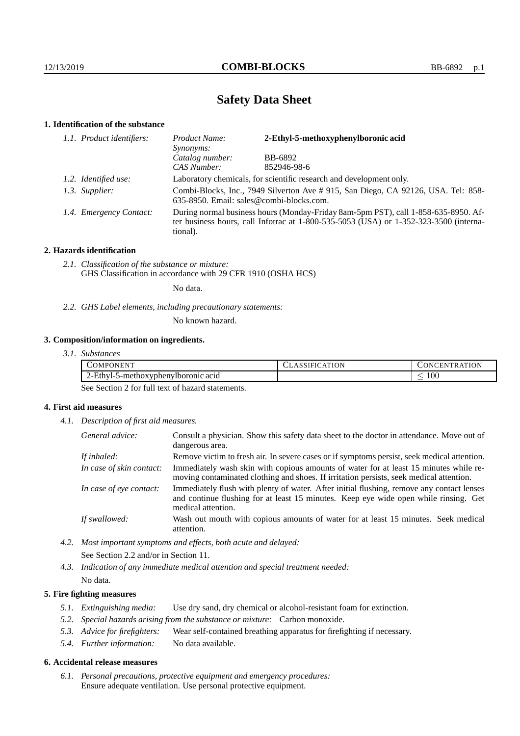# Safety Data Sheet

## 1. Identification of the substance

*1.1. Product identifiers:*
- *Product Name:* **2-Ethyl-5-methoxyphenylboronic acid**
- *Synonyms:*
- *Catalog number:* BB-6892
- *CAS Number:* 852946-98-6

*1.2. Identified use:* Laboratory chemicals, for scientific research and development only.

*1.3. Supplier:* Combi-Blocks, Inc., 7949 Silverton Ave # 915, San Diego, CA 92126, USA. Tel: 858-635-8950. Email: sales@combi-blocks.com.

*1.4. Emergency Contact:* During normal business hours (Monday-Friday 8am-5pm PST), call 1-858-635-8950. After business hours, call Infotrac at 1-800-535-5053 (USA) or 1-352-323-3500 (international).

## 2. Hazards identification

*2.1. Classification of the substance or mixture:*
GHS Classification in accordance with 29 CFR 1910 (OSHA HCS)

No data.

*2.2. GHS Label elements, including precautionary statements:*

No known hazard.

## 3. Composition/information on ingredients.

*3.1. Substances*

| COMPONENT | CLASSIFICATION | CONCENTRATION |
|---|---|---|
| 2-Ethyl-5-methoxyphenylboronic acid | | $\leq 100$ |

See Section 2 for full text of hazard statements.

## 4. First aid measures

*4.1. Description of first aid measures.*

- *General advice:* Consult a physician. Show this safety data sheet to the doctor in attendance. Move out of dangerous area.
- *If inhaled:* Remove victim to fresh air. In severe cases or if symptoms persist, seek medical attention.
- *In case of skin contact:* Immediately wash skin with copious amounts of water for at least 15 minutes while removing contaminated clothing and shoes. If irritation persists, seek medical attention.
- *In case of eye contact:* Immediately flush with plenty of water. After initial flushing, remove any contact lenses and continue flushing for at least 15 minutes. Keep eye wide open while rinsing. Get medical attention.
- *If swallowed:* Wash out mouth with copious amounts of water for at least 15 minutes. Seek medical attention.

*4.2. Most important symptoms and effects, both acute and delayed:*
See Section 2.2 and/or in Section 11.

*4.3. Indication of any immediate medical attention and special treatment needed:*
No data.

## 5. Fire fighting measures

*5.1. Extinguishing media:* Use dry sand, dry chemical or alcohol-resistant foam for extinction.

*5.2. Special hazards arising from the substance or mixture:* Carbon monoxide.

*5.3. Advice for firefighters:* Wear self-contained breathing apparatus for firefighting if necessary.

*5.4. Further information:* No data available.

## 6. Accidental release measures

*6.1. Personal precautions, protective equipment and emergency procedures:*
Ensure adequate ventilation. Use personal protective equipment.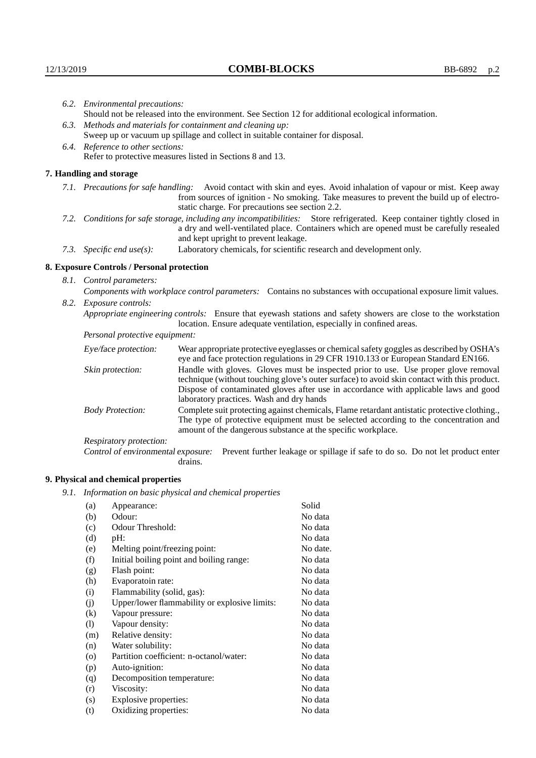*6.2. Environmental precautions:*
Should not be released into the environment. See Section 12 for additional ecological information.

*6.3. Methods and materials for containment and cleaning up:*
Sweep up or vacuum up spillage and collect in suitable container for disposal.

*6.4. Reference to other sections:*
Refer to protective measures listed in Sections 8 and 13.

## 7. Handling and storage

*7.1. Precautions for safe handling:* Avoid contact with skin and eyes. Avoid inhalation of vapour or mist. Keep away from sources of ignition - No smoking. Take measures to prevent the build up of electrostatic charge. For precautions see section 2.2.

*7.2. Conditions for safe storage, including any incompatibilities:* Store refrigerated. Keep container tightly closed in a dry and well-ventilated place. Containers which are opened must be carefully resealed and kept upright to prevent leakage.

*7.3. Specific end use(s):* Laboratory chemicals, for scientific research and development only.

## 8. Exposure Controls / Personal protection

*8.1. Control parameters:*

*Components with workplace control parameters:* Contains no substances with occupational exposure limit values.

*8.2. Exposure controls:*

*Appropriate engineering controls:* Ensure that eyewash stations and safety showers are close to the workstation location. Ensure adequate ventilation, especially in confined areas.

*Personal protective equipment:*

*Eye/face protection:* Wear appropriate protective eyeglasses or chemical safety goggles as described by OSHA's eye and face protection regulations in 29 CFR 1910.133 or European Standard EN166.

*Skin protection:* Handle with gloves. Gloves must be inspected prior to use. Use proper glove removal technique (without touching glove's outer surface) to avoid skin contact with this product. Dispose of contaminated gloves after use in accordance with applicable laws and good laboratory practices. Wash and dry hands

*Body Protection:* Complete suit protecting against chemicals, Flame retardant antistatic protective clothing., The type of protective equipment must be selected according to the concentration and amount of the dangerous substance at the specific workplace.

*Respiratory protection:*

*Control of environmental exposure:* Prevent further leakage or spillage if safe to do so. Do not let product enter drains.

## 9. Physical and chemical properties

*9.1. Information on basic physical and chemical properties*

| | | |
|---|---|---|
| (a) | Appearance: | Solid |
| (b) | Odour: | No data |
| (c) | Odour Threshold: | No data |
| (d) | pH: | No data |
| (e) | Melting point/freezing point: | No date. |
| (f) | Initial boiling point and boiling range: | No data |
| (g) | Flash point: | No data |
| (h) | Evaporatoin rate: | No data |
| (i) | Flammability (solid, gas): | No data |
| (j) | Upper/lower flammability or explosive limits: | No data |
| (k) | Vapour pressure: | No data |
| (l) | Vapour density: | No data |
| (m) | Relative density: | No data |
| (n) | Water solubility: | No data |
| (o) | Partition coefficient: n-octanol/water: | No data |
| (p) | Auto-ignition: | No data |
| (q) | Decomposition temperature: | No data |
| (r) | Viscosity: | No data |
| (s) | Explosive properties: | No data |
| (t) | Oxidizing properties: | No data |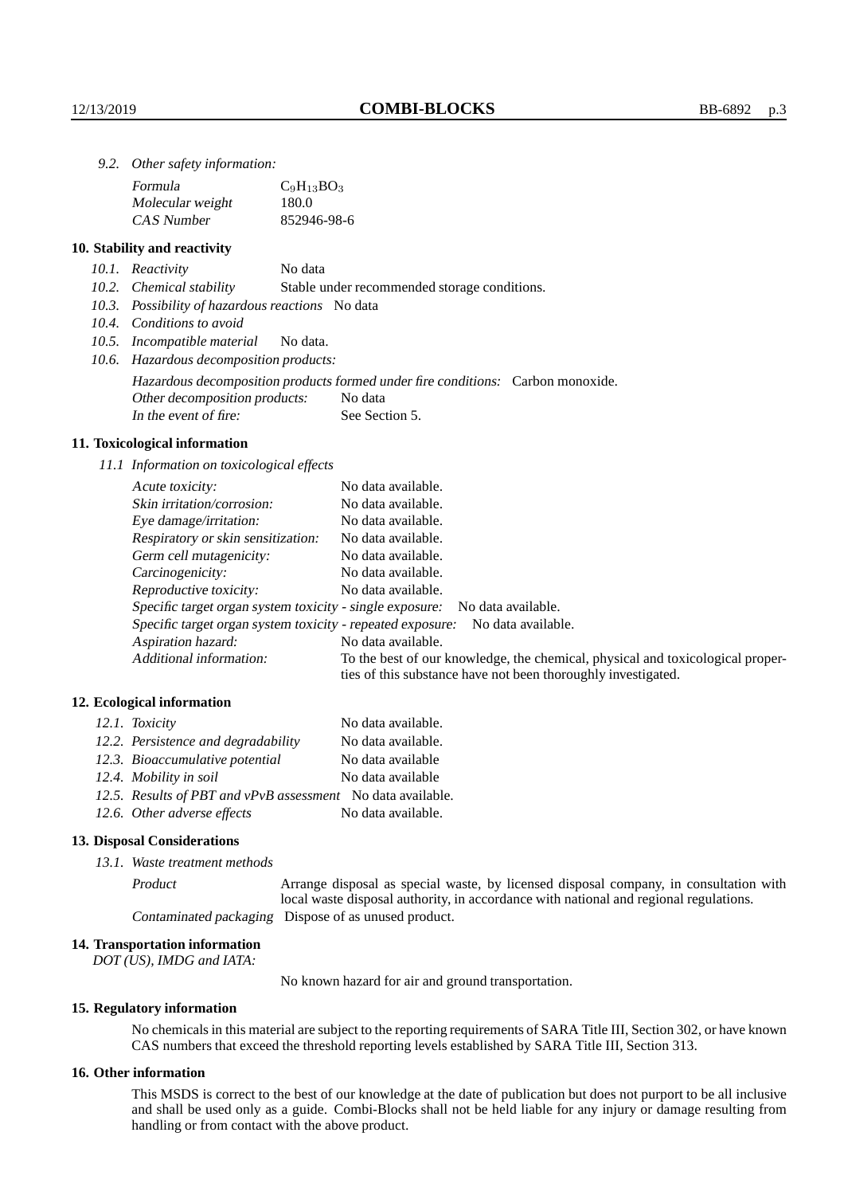*9.2. Other safety information:*

| | |
|---|---|
| *Formula* | $C_9H_{13}BO_3$ |
| *Molecular weight* | 180.0 |
| *CAS Number* | 852946-98-6 |

### 10. Stability and reactivity

*10.1. Reactivity* No data

*10.2. Chemical stability* Stable under recommended storage conditions.

*10.3. Possibility of hazardous reactions* No data

*10.4. Conditions to avoid*

*10.5. Incompatible material* No data.

*10.6. Hazardous decomposition products:*

*Hazardous decomposition products formed under fire conditions:* Carbon monoxide.

*Other decomposition products:* No data

*In the event of fire:* See Section 5.

### 11. Toxicological information

*11.1 Information on toxicological effects*

| | |
|---|---|
| *Acute toxicity:* | No data available. |
| *Skin irritation/corrosion:* | No data available. |
| *Eye damage/irritation:* | No data available. |
| *Respiratory or skin sensitization:* | No data available. |
| *Germ cell mutagenicity:* | No data available. |
| *Carcinogenicity:* | No data available. |
| *Reproductive toxicity:* | No data available. |
| *Specific target organ system toxicity - single exposure:* | No data available. |
| *Specific target organ system toxicity - repeated exposure:* | No data available. |
| *Aspiration hazard:* | No data available. |
| *Additional information:* | To the best of our knowledge, the chemical, physical and toxicological properties of this substance have not been thoroughly investigated. |

### 12. Ecological information

| | |
|---|---|
| *12.1. Toxicity* | No data available. |
| *12.2. Persistence and degradability* | No data available. |
| *12.3. Bioaccumulative potential* | No data available |
| *12.4. Mobility in soil* | No data available |
| *12.5. Results of PBT and vPvB assessment* | No data available. |
| *12.6. Other adverse effects* | No data available. |

### 13. Disposal Considerations

*13.1. Waste treatment methods*

*Product* Arrange disposal as special waste, by licensed disposal company, in consultation with local waste disposal authority, in accordance with national and regional regulations.

*Contaminated packaging* Dispose of as unused product.

### 14. Transportation information

*DOT (US), IMDG and IATA:*

No known hazard for air and ground transportation.

### 15. Regulatory information

No chemicals in this material are subject to the reporting requirements of SARA Title III, Section 302, or have known CAS numbers that exceed the threshold reporting levels established by SARA Title III, Section 313.

### 16. Other information

This MSDS is correct to the best of our knowledge at the date of publication but does not purport to be all inclusive and shall be used only as a guide. Combi-Blocks shall not be held liable for any injury or damage resulting from handling or from contact with the above product.